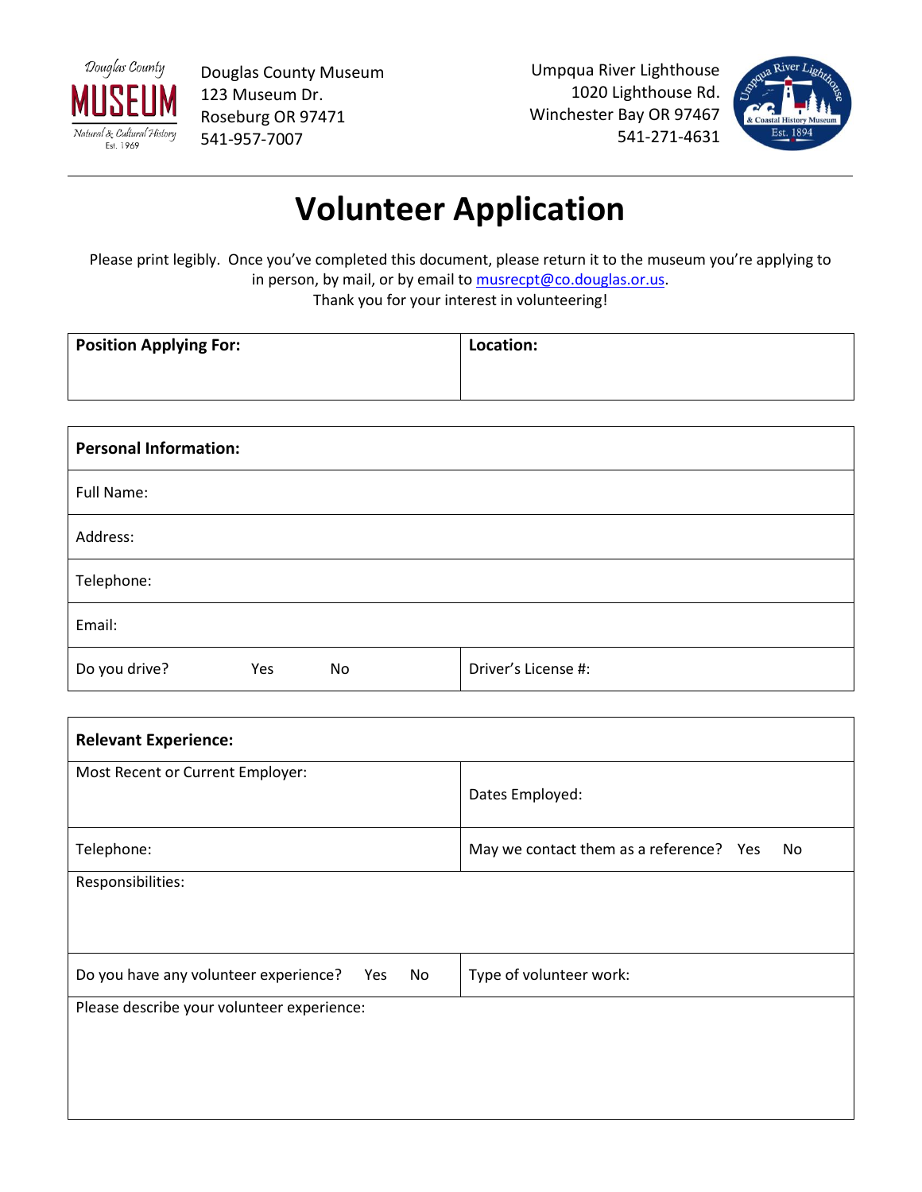Douglas County Museum
123 Museum Dr.
Roseburg OR 97471
541-957-7007

Umpqua River Lighthouse
1020 Lighthouse Rd.
Winchester Bay OR 97467
541-271-4631

# Volunteer Application

Please print legibly. Once you've completed this document, please return it to the museum you're applying to in person, by mail, or by email to musrecpt@co.douglas.or.us.
Thank you for your interest in volunteering!

| **Position Applying For:** | **Location:** |
|---|---|
| | |

| **Personal Information:** | |
|---|---|
| Full Name: | |
| Address: | |
| Telephone: | |
| Email: | |
| Do you drive? Yes No | Driver's License #: |

| **Relevant Experience:** | |
|---|---|
| Most Recent or Current Employer: | Dates Employed: |
| Telephone: | May we contact them as a reference? Yes No |
| Responsibilities: | |
| Do you have any volunteer experience? Yes No | Type of volunteer work: |
| Please describe your volunteer experience: | |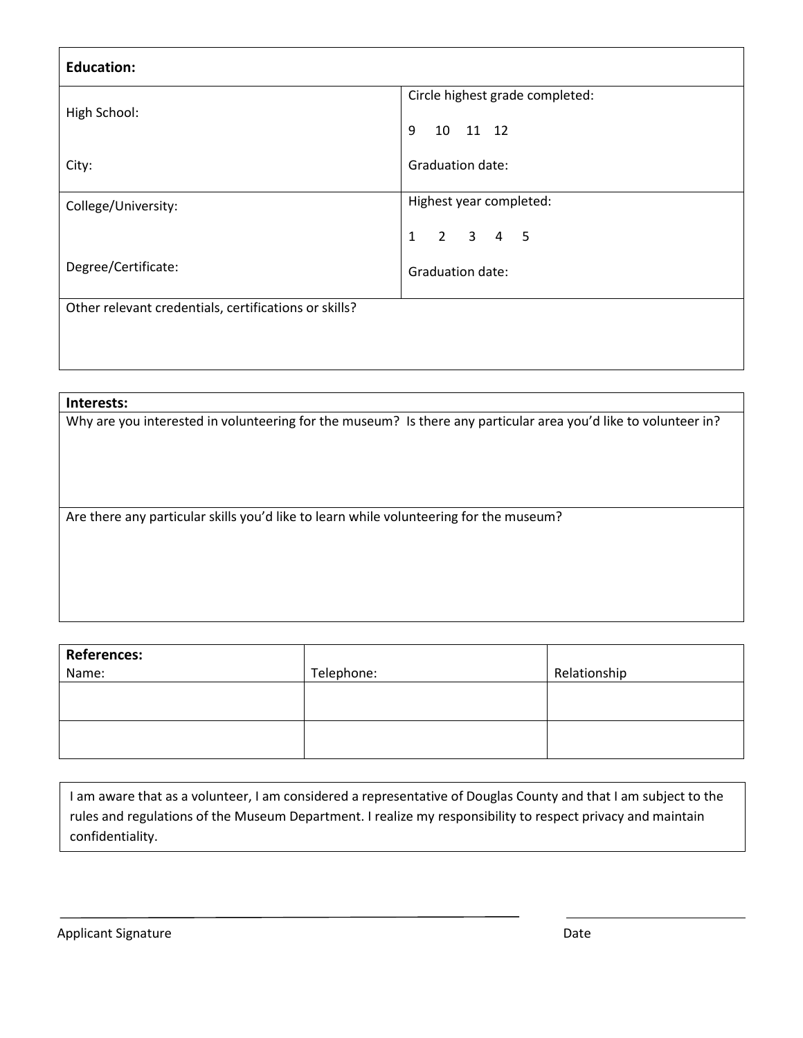## Education:

| | |
|---|---|
| High School:<br><br>City: | Circle highest grade completed:<br><br>9 10 11 12<br><br>Graduation date: |
| College/University:<br><br>Degree/Certificate: | Highest year completed:<br><br>1 2 3 4 5<br><br>Graduation date: |

Other relevant credentials, certifications or skills?

## Interests:

Why are you interested in volunteering for the museum? Is there any particular area you'd like to volunteer in?

Are there any particular skills you'd like to learn while volunteering for the museum?

## References:

| Name: | Telephone: | Relationship |
|---|---|---|
| | | |
| | | |

I am aware that as a volunteer, I am considered a representative of Douglas County and that I am subject to the rules and regulations of the Museum Department. I realize my responsibility to respect privacy and maintain confidentiality.

Applicant Signature

Date